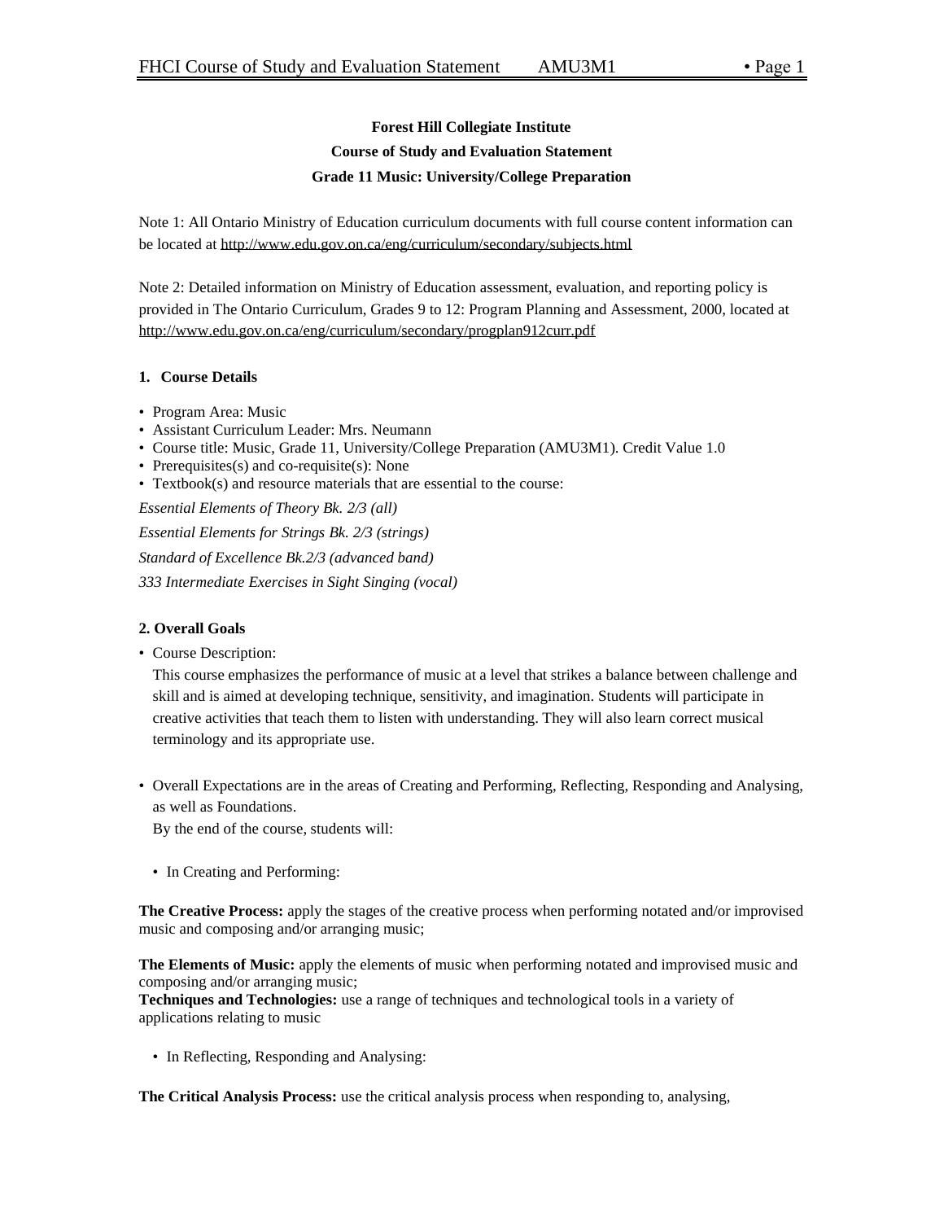**Forest Hill Collegiate Institute**

**Course of Study and Evaluation Statement**

**Grade 11 Music: University/College Preparation**

Note 1: All Ontario Ministry of Education curriculum documents with full course content information can be located at http://www.edu.gov.on.ca/eng/curriculum/secondary/subjects.html

Note 2: Detailed information on Ministry of Education assessment, evaluation, and reporting policy is provided in The Ontario Curriculum, Grades 9 to 12: Program Planning and Assessment, 2000, located at http://www.edu.gov.on.ca/eng/curriculum/secondary/progplan912curr.pdf

## 1. Course Details

- Program Area: Music
- Assistant Curriculum Leader: Mrs. Neumann
- Course title: Music, Grade 11, University/College Preparation (AMU3M1). Credit Value 1.0
- Prerequisites(s) and co-requisite(s): None
- Textbook(s) and resource materials that are essential to the course:

*Essential Elements of Theory Bk. 2/3 (all)*

*Essential Elements for Strings Bk. 2/3 (strings)*

*Standard of Excellence Bk.2/3 (advanced band)*

*333 Intermediate Exercises in Sight Singing (vocal)*

## 2. Overall Goals

- Course Description:

  This course emphasizes the performance of music at a level that strikes a balance between challenge and skill and is aimed at developing technique, sensitivity, and imagination. Students will participate in creative activities that teach them to listen with understanding. They will also learn correct musical terminology and its appropriate use.

- Overall Expectations are in the areas of Creating and Performing, Reflecting, Responding and Analysing, as well as Foundations.

  By the end of the course, students will:

  - In Creating and Performing:

**The Creative Process:** apply the stages of the creative process when performing notated and/or improvised music and composing and/or arranging music;

**The Elements of Music:** apply the elements of music when performing notated and improvised music and composing and/or arranging music;
**Techniques and Technologies:** use a range of techniques and technological tools in a variety of applications relating to music

- In Reflecting, Responding and Analysing:

**The Critical Analysis Process:** use the critical analysis process when responding to, analysing,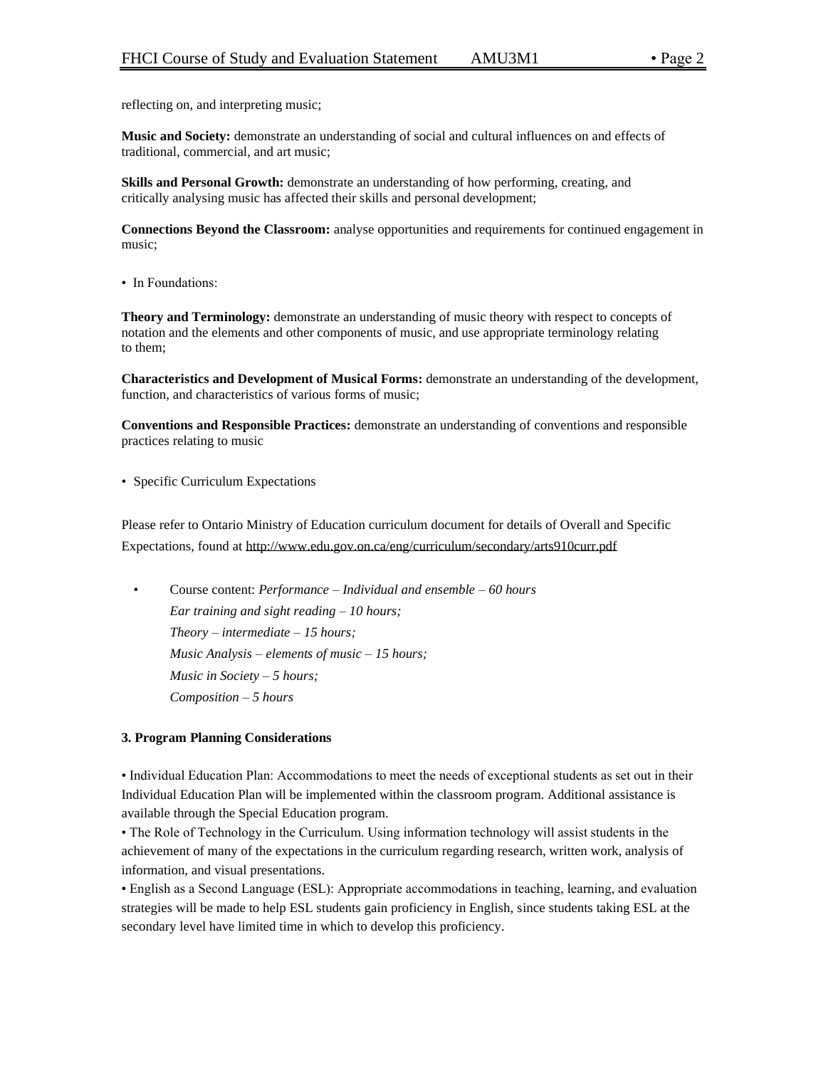reflecting on, and interpreting music;

**Music and Society:** demonstrate an understanding of social and cultural influences on and effects of traditional, commercial, and art music;

**Skills and Personal Growth:** demonstrate an understanding of how performing, creating, and critically analysing music has affected their skills and personal development;

**Connections Beyond the Classroom:** analyse opportunities and requirements for continued engagement in music;

- In Foundations:

**Theory and Terminology:** demonstrate an understanding of music theory with respect to concepts of notation and the elements and other components of music, and use appropriate terminology relating to them;

**Characteristics and Development of Musical Forms:** demonstrate an understanding of the development, function, and characteristics of various forms of music;

**Conventions and Responsible Practices:** demonstrate an understanding of conventions and responsible practices relating to music

- Specific Curriculum Expectations

Please refer to Ontario Ministry of Education curriculum document for details of Overall and Specific Expectations, found at http://www.edu.gov.on.ca/eng/curriculum/secondary/arts910curr.pdf

- Course content: *Performance – Individual and ensemble – 60 hours*
  *Ear training and sight reading – 10 hours;*
  *Theory – intermediate – 15 hours;*
  *Music Analysis – elements of music – 15 hours;*
  *Music in Society – 5 hours;*
  *Composition – 5 hours*

**3. Program Planning Considerations**

- Individual Education Plan: Accommodations to meet the needs of exceptional students as set out in their Individual Education Plan will be implemented within the classroom program. Additional assistance is available through the Special Education program.
- The Role of Technology in the Curriculum. Using information technology will assist students in the achievement of many of the expectations in the curriculum regarding research, written work, analysis of information, and visual presentations.
- English as a Second Language (ESL): Appropriate accommodations in teaching, learning, and evaluation strategies will be made to help ESL students gain proficiency in English, since students taking ESL at the secondary level have limited time in which to develop this proficiency.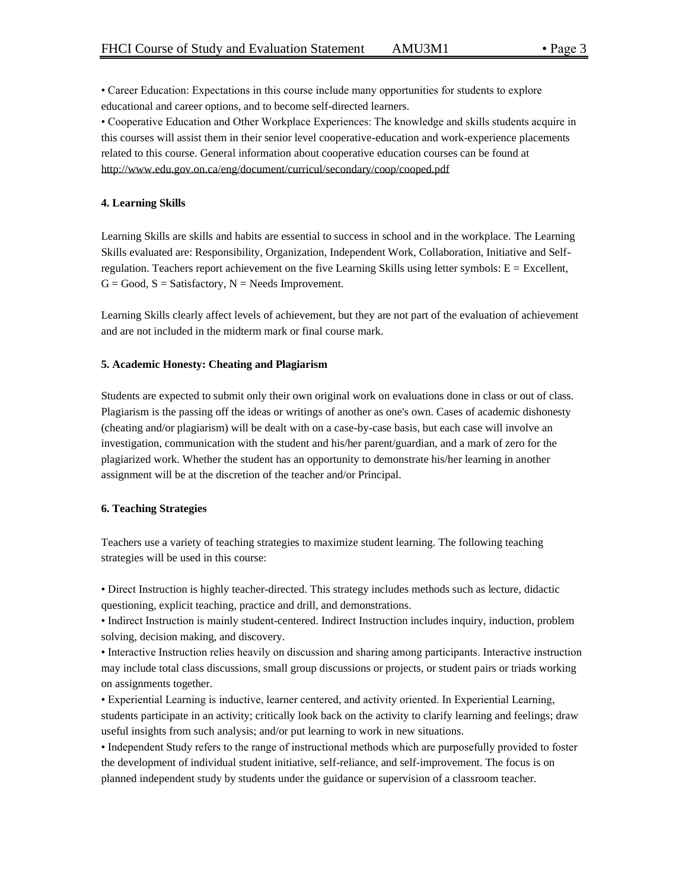• Career Education: Expectations in this course include many opportunities for students to explore educational and career options, and to become self-directed learners.
• Cooperative Education and Other Workplace Experiences: The knowledge and skills students acquire in this courses will assist them in their senior level cooperative-education and work-experience placements related to this course. General information about cooperative education courses can be found at http://www.edu.gov.on.ca/eng/document/curricul/secondary/coop/cooped.pdf

**4. Learning Skills**

Learning Skills are skills and habits are essential to success in school and in the workplace. The Learning Skills evaluated are: Responsibility, Organization, Independent Work, Collaboration, Initiative and Self-regulation. Teachers report achievement on the five Learning Skills using letter symbols: E = Excellent, G = Good, S = Satisfactory, N = Needs Improvement.

Learning Skills clearly affect levels of achievement, but they are not part of the evaluation of achievement and are not included in the midterm mark or final course mark.

**5. Academic Honesty: Cheating and Plagiarism**

Students are expected to submit only their own original work on evaluations done in class or out of class. Plagiarism is the passing off the ideas or writings of another as one's own. Cases of academic dishonesty (cheating and/or plagiarism) will be dealt with on a case-by-case basis, but each case will involve an investigation, communication with the student and his/her parent/guardian, and a mark of zero for the plagiarized work. Whether the student has an opportunity to demonstrate his/her learning in another assignment will be at the discretion of the teacher and/or Principal.

**6. Teaching Strategies**

Teachers use a variety of teaching strategies to maximize student learning. The following teaching strategies will be used in this course:

• Direct Instruction is highly teacher-directed. This strategy includes methods such as lecture, didactic questioning, explicit teaching, practice and drill, and demonstrations.
• Indirect Instruction is mainly student-centered. Indirect Instruction includes inquiry, induction, problem solving, decision making, and discovery.
• Interactive Instruction relies heavily on discussion and sharing among participants. Interactive instruction may include total class discussions, small group discussions or projects, or student pairs or triads working on assignments together.
• Experiential Learning is inductive, learner centered, and activity oriented. In Experiential Learning, students participate in an activity; critically look back on the activity to clarify learning and feelings; draw useful insights from such analysis; and/or put learning to work in new situations.
• Independent Study refers to the range of instructional methods which are purposefully provided to foster the development of individual student initiative, self-reliance, and self-improvement. The focus is on planned independent study by students under the guidance or supervision of a classroom teacher.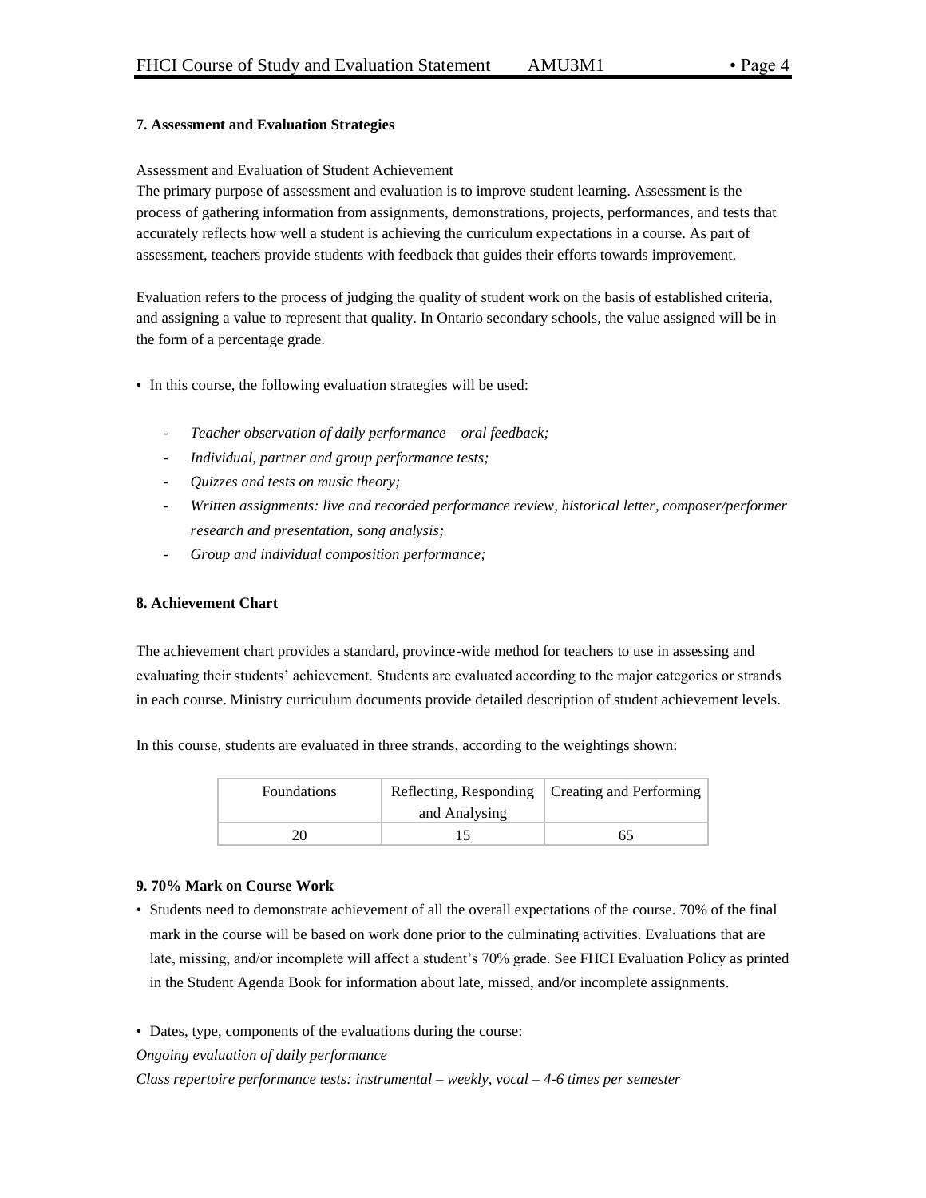**7. Assessment and Evaluation Strategies**

Assessment and Evaluation of Student Achievement

The primary purpose of assessment and evaluation is to improve student learning. Assessment is the process of gathering information from assignments, demonstrations, projects, performances, and tests that accurately reflects how well a student is achieving the curriculum expectations in a course. As part of assessment, teachers provide students with feedback that guides their efforts towards improvement.

Evaluation refers to the process of judging the quality of student work on the basis of established criteria, and assigning a value to represent that quality. In Ontario secondary schools, the value assigned will be in the form of a percentage grade.

- In this course, the following evaluation strategies will be used:
  - *Teacher observation of daily performance – oral feedback;*
  - *Individual, partner and group performance tests;*
  - *Quizzes and tests on music theory;*
  - *Written assignments: live and recorded performance review, historical letter, composer/performer research and presentation, song analysis;*
  - *Group and individual composition performance;*

**8. Achievement Chart**

The achievement chart provides a standard, province-wide method for teachers to use in assessing and evaluating their students' achievement. Students are evaluated according to the major categories or strands in each course. Ministry curriculum documents provide detailed description of student achievement levels.

In this course, students are evaluated in three strands, according to the weightings shown:

| Foundations | Reflecting, Responding and Analysing | Creating and Performing |
|---|---|---|
| 20 | 15 | 65 |

**9. 70% Mark on Course Work**

- Students need to demonstrate achievement of all the overall expectations of the course. 70% of the final mark in the course will be based on work done prior to the culminating activities. Evaluations that are late, missing, and/or incomplete will affect a student's 70% grade. See FHCI Evaluation Policy as printed in the Student Agenda Book for information about late, missed, and/or incomplete assignments.

- Dates, type, components of the evaluations during the course:

*Ongoing evaluation of daily performance*

*Class repertoire performance tests: instrumental – weekly, vocal – 4-6 times per semester*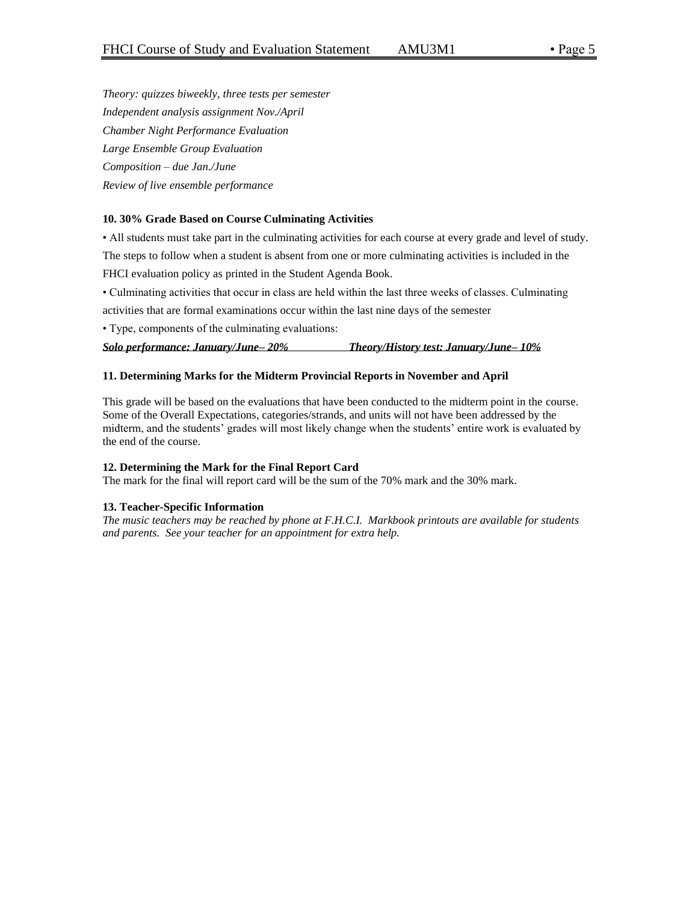*Theory: quizzes biweekly, three tests per semester*

*Independent analysis assignment Nov./April*

*Chamber Night Performance Evaluation*

*Large Ensemble Group Evaluation*

*Composition – due Jan./June*

*Review of live ensemble performance*

**10. 30% Grade Based on Course Culminating Activities**

• All students must take part in the culminating activities for each course at every grade and level of study. The steps to follow when a student is absent from one or more culminating activities is included in the FHCI evaluation policy as printed in the Student Agenda Book.

• Culminating activities that occur in class are held within the last three weeks of classes. Culminating activities that are formal examinations occur within the last nine days of the semester

• Type, components of the culminating evaluations:

***Solo performance: January/June– 20%*** ***Theory/History test: January/June– 10%***

**11. Determining Marks for the Midterm Provincial Reports in November and April**

This grade will be based on the evaluations that have been conducted to the midterm point in the course. Some of the Overall Expectations, categories/strands, and units will not have been addressed by the midterm, and the students' grades will most likely change when the students' entire work is evaluated by the end of the course.

**12. Determining the Mark for the Final Report Card**

The mark for the final will report card will be the sum of the 70% mark and the 30% mark.

**13. Teacher-Specific Information**

*The music teachers may be reached by phone at F.H.C.I. Markbook printouts are available for students and parents. See your teacher for an appointment for extra help.*